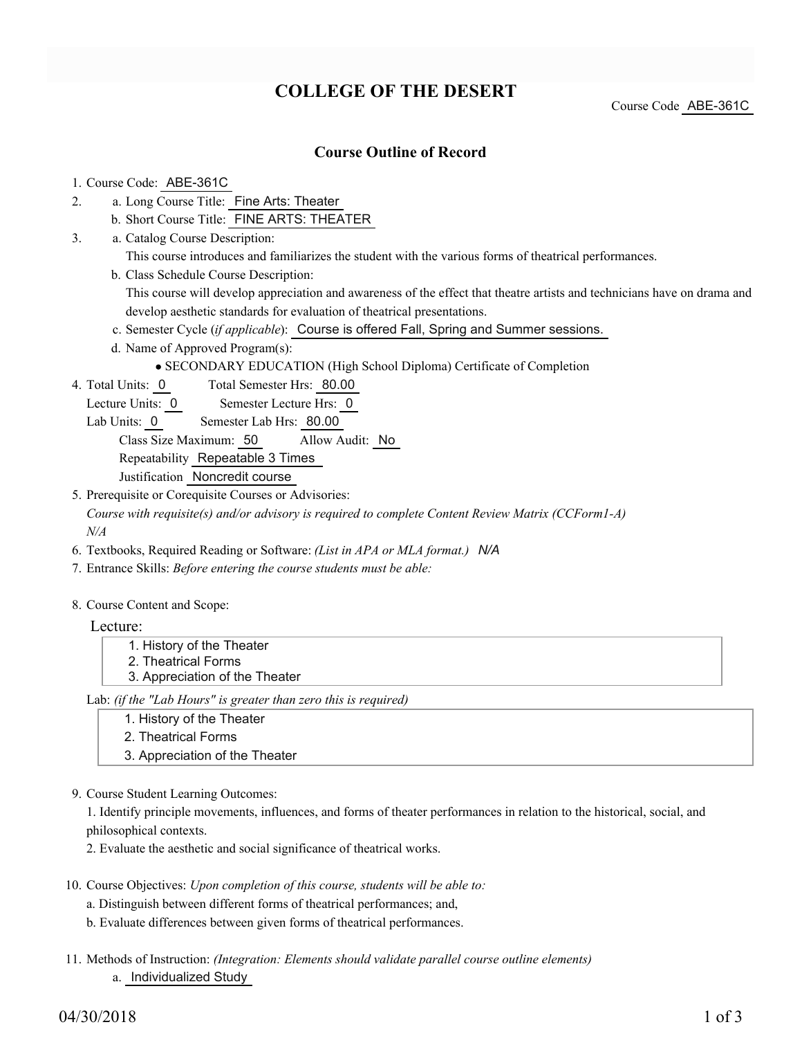# COLLEGE OF THE DESERT

Course Code ABE-361C

## Course Outline of Record

1. Course Code: ABE-361C
2. a. Long Course Title: Fine Arts: Theater
   b. Short Course Title: FINE ARTS: THEATER
3. a. Catalog Course Description:
   This course introduces and familiarizes the student with the various forms of theatrical performances.
   b. Class Schedule Course Description:
   This course will develop appreciation and awareness of the effect that theatre artists and technicians have on drama and develop aesthetic standards for evaluation of theatrical presentations.
   c. Semester Cycle (*if applicable*): Course is offered Fall, Spring and Summer sessions.
   d. Name of Approved Program(s):
      - SECONDARY EDUCATION (High School Diploma) Certificate of Completion
4. Total Units: 0 Total Semester Hrs: 80.00
   Lecture Units: 0 Semester Lecture Hrs: 0
   Lab Units: 0 Semester Lab Hrs: 80.00
   Class Size Maximum: 50 Allow Audit: No
   Repeatability Repeatable 3 Times
   Justification Noncredit course
5. Prerequisite or Corequisite Courses or Advisories:
   *Course with requisite(s) and/or advisory is required to complete Content Review Matrix (CCForm1-A)*
   *N/A*
6. Textbooks, Required Reading or Software: *(List in APA or MLA format.)* *N/A*
7. Entrance Skills: *Before entering the course students must be able:*

8. Course Content and Scope:

   Lecture:
   1. History of the Theater
   2. Theatrical Forms
   3. Appreciation of the Theater

   Lab: *(if the "Lab Hours" is greater than zero this is required)*
   1. History of the Theater
   2. Theatrical Forms
   3. Appreciation of the Theater

9. Course Student Learning Outcomes:
   1. Identify principle movements, influences, and forms of theater performances in relation to the historical, social, and philosophical contexts.
   2. Evaluate the aesthetic and social significance of theatrical works.

10. Course Objectives: *Upon completion of this course, students will be able to:*
    a. Distinguish between different forms of theatrical performances; and,
    b. Evaluate differences between given forms of theatrical performances.

11. Methods of Instruction: *(Integration: Elements should validate parallel course outline elements)*
    a. Individualized Study

04/30/2018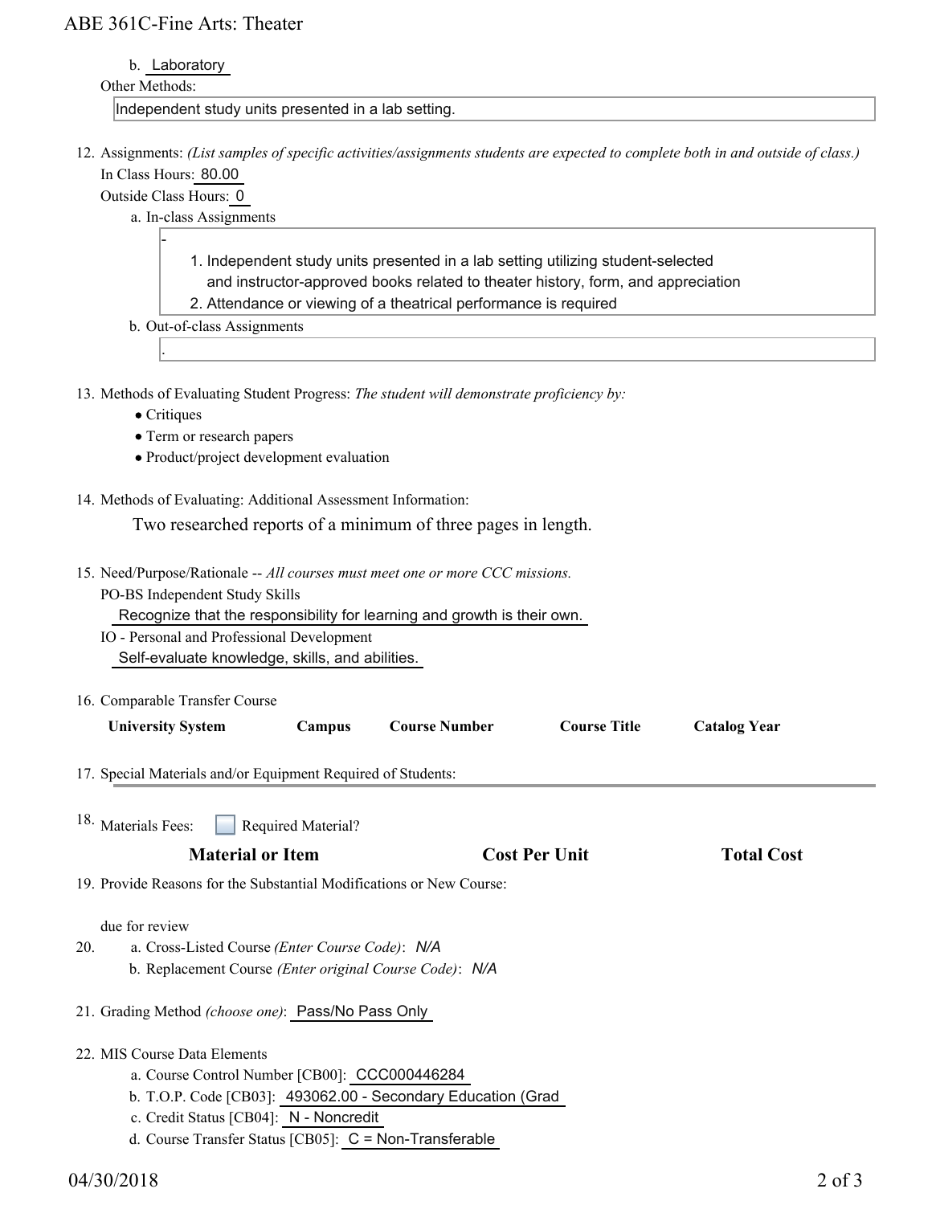b. Laboratory

Other Methods:

Independent study units presented in a lab setting.

12. Assignments: *(List samples of specific activities/assignments students are expected to complete both in and outside of class.)*

In Class Hours: 80.00

Outside Class Hours: 0

a. In-class Assignments

-

1. Independent study units presented in a lab setting utilizing student-selected and instructor-approved books related to theater history, form, and appreciation
2. Attendance or viewing of a theatrical performance is required

b. Out-of-class Assignments

.

13. Methods of Evaluating Student Progress: *The student will demonstrate proficiency by:*

- Critiques
- Term or research papers
- Product/project development evaluation

14. Methods of Evaluating: Additional Assessment Information:

Two researched reports of a minimum of three pages in length.

15. Need/Purpose/Rationale -- *All courses must meet one or more CCC missions.*

PO-BS Independent Study Skills

Recognize that the responsibility for learning and growth is their own.

IO - Personal and Professional Development

Self-evaluate knowledge, skills, and abilities.

16. Comparable Transfer Course

| University System | Campus | Course Number | Course Title | Catalog Year |
|---|---|---|---|---|

17. Special Materials and/or Equipment Required of Students:

18. Materials Fees: ☐ Required Material?

| Material or Item | Cost Per Unit | Total Cost |
|---|---|---|

19. Provide Reasons for the Substantial Modifications or New Course:

due for review

20. a. Cross-Listed Course *(Enter Course Code)*: *N/A*

b. Replacement Course *(Enter original Course Code)*: *N/A*

21. Grading Method *(choose one)*: Pass/No Pass Only

22. MIS Course Data Elements

a. Course Control Number [CB00]: CCC000446284

b. T.O.P. Code [CB03]: 493062.00 - Secondary Education (Grad

c. Credit Status [CB04]: N - Noncredit

d. Course Transfer Status [CB05]: C = Non-Transferable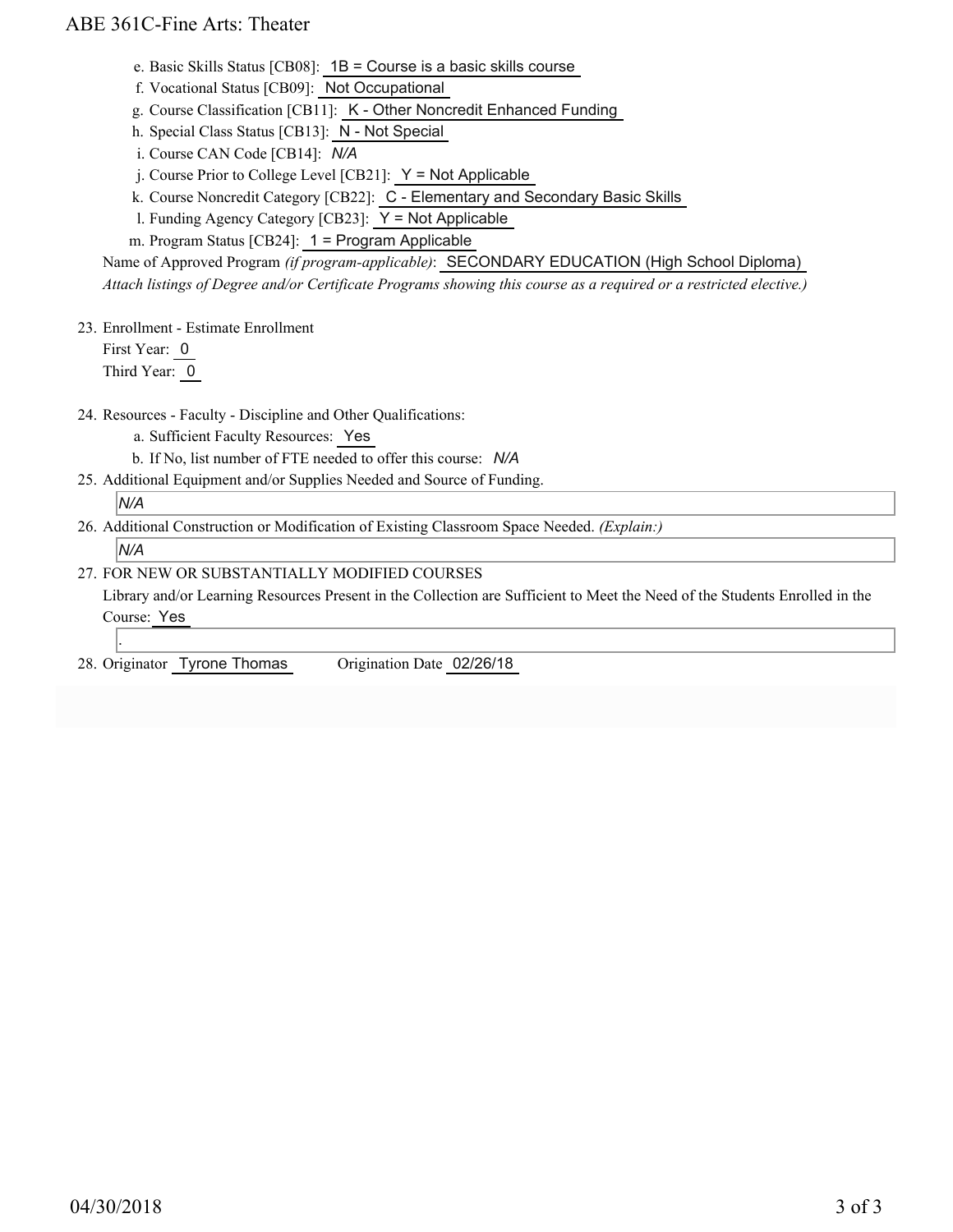e. Basic Skills Status [CB08]: 1B = Course is a basic skills course
f. Vocational Status [CB09]: Not Occupational
g. Course Classification [CB11]: K - Other Noncredit Enhanced Funding
h. Special Class Status [CB13]: N - Not Special
i. Course CAN Code [CB14]: *N/A*
j. Course Prior to College Level [CB21]: Y = Not Applicable
k. Course Noncredit Category [CB22]: C - Elementary and Secondary Basic Skills
l. Funding Agency Category [CB23]: Y = Not Applicable
m. Program Status [CB24]: 1 = Program Applicable

Name of Approved Program *(if program-applicable)*: SECONDARY EDUCATION (High School Diploma)

*Attach listings of Degree and/or Certificate Programs showing this course as a required or a restricted elective.)*

23. Enrollment - Estimate Enrollment
    First Year: 0
    Third Year: 0

24. Resources - Faculty - Discipline and Other Qualifications:
    a. Sufficient Faculty Resources: Yes
    b. If No, list number of FTE needed to offer this course: *N/A*

25. Additional Equipment and/or Supplies Needed and Source of Funding.
    *N/A*

26. Additional Construction or Modification of Existing Classroom Space Needed. *(Explain:)*
    *N/A*

27. FOR NEW OR SUBSTANTIALLY MODIFIED COURSES
    Library and/or Learning Resources Present in the Collection are Sufficient to Meet the Need of the Students Enrolled in the Course: Yes
    .

28. Originator Tyrone Thomas Origination Date 02/26/18